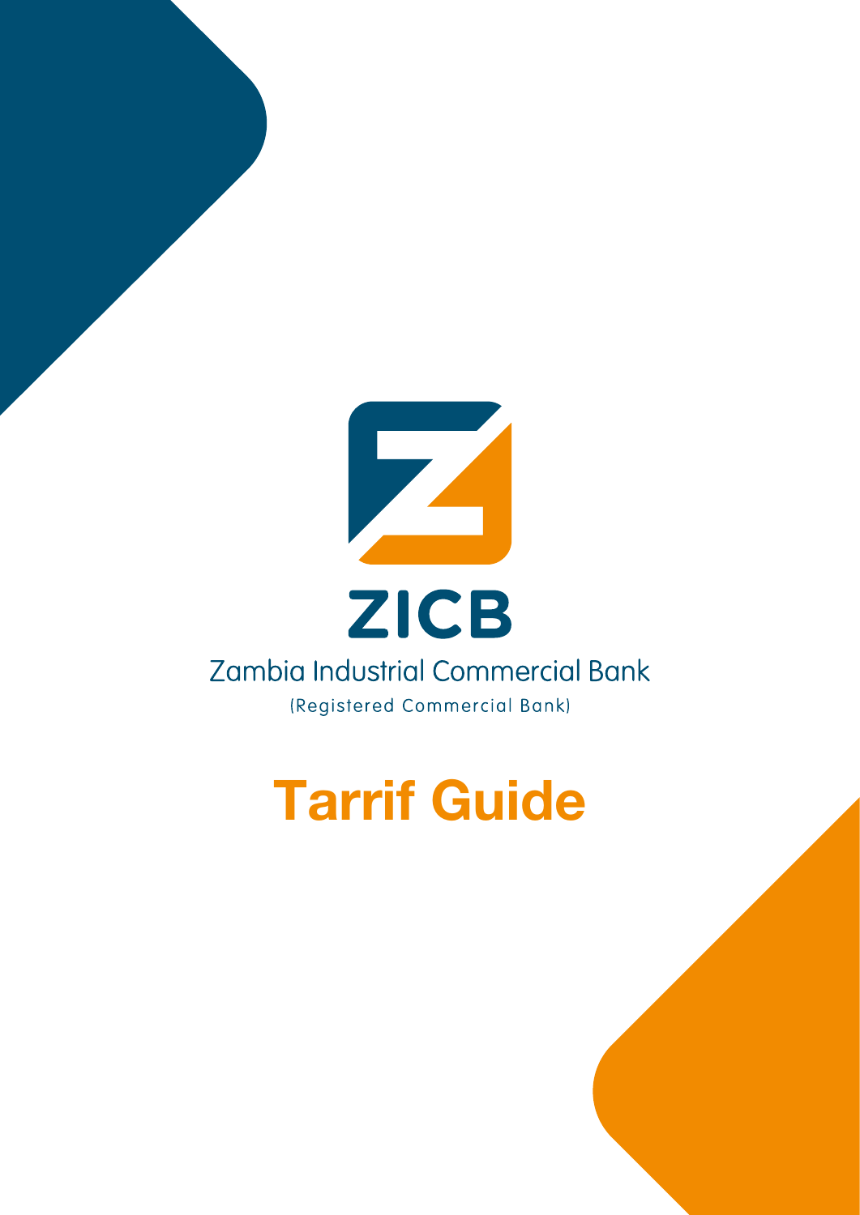ZICB

Zambia Industrial Commercial Bank

(Registered Commercial Bank)

# Tarrif Guide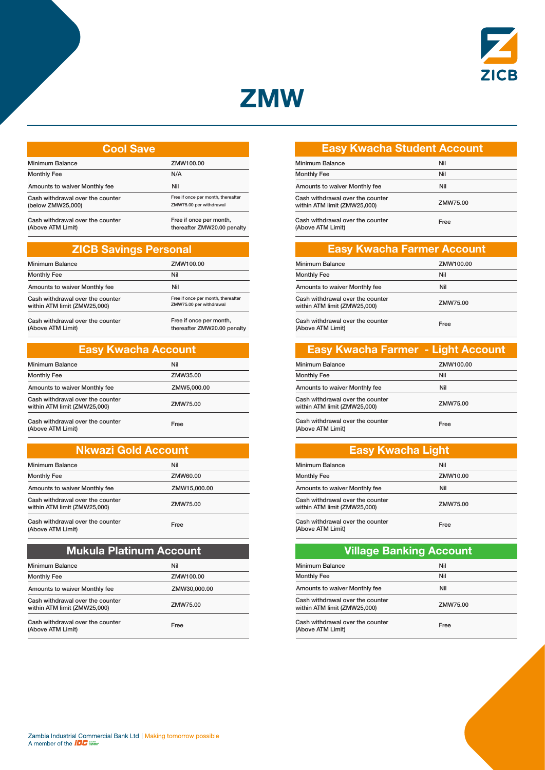# ZMW

## Cool Save

| | |
|---|---|
| Minimum Balance | ZMW100.00 |
| Monthly Fee | N/A |
| Amounts to waiver Monthly fee | Nil |
| Cash withdrawal over the counter (below ZMW25,000) | Free if once per month, thereafter ZMW75.00 per withdrawal |
| Cash withdrawal over the counter (Above ATM Limit) | Free if once per month, thereafter ZMW20.00 penalty |

## ZICB Savings Personal

| | |
|---|---|
| Minimum Balance | ZMW100.00 |
| Monthly Fee | Nil |
| Amounts to waiver Monthly fee | Nil |
| Cash withdrawal over the counter within ATM limit (ZMW25,000) | Free if once per month, thereafter ZMW75.00 per withdrawal |
| Cash withdrawal over the counter (Above ATM Limit) | Free if once per month, thereafter ZMW20.00 penalty |

## Easy Kwacha Account

| | |
|---|---|
| Minimum Balance | Nil |
| Monthly Fee | ZMW35.00 |
| Amounts to waiver Monthly fee | ZMW5,000.00 |
| Cash withdrawal over the counter within ATM limit (ZMW25,000) | ZMW75.00 |
| Cash withdrawal over the counter (Above ATM Limit) | Free |

## Nkwazi Gold Account

| | |
|---|---|
| Minimum Balance | Nil |
| Monthly Fee | ZMW60.00 |
| Amounts to waiver Monthly fee | ZMW15,000.00 |
| Cash withdrawal over the counter within ATM limit (ZMW25,000) | ZMW75.00 |
| Cash withdrawal over the counter (Above ATM Limit) | Free |

## Mukula Platinum Account

| | |
|---|---|
| Minimum Balance | Nil |
| Monthly Fee | ZMW100.00 |
| Amounts to waiver Monthly fee | ZMW30,000.00 |
| Cash withdrawal over the counter within ATM limit (ZMW25,000) | ZMW75.00 |
| Cash withdrawal over the counter (Above ATM Limit) | Free |

## Easy Kwacha Student Account

| | |
|---|---|
| Minimum Balance | Nil |
| Monthly Fee | Nil |
| Amounts to waiver Monthly fee | Nil |
| Cash withdrawal over the counter within ATM limit (ZMW25,000) | ZMW75.00 |
| Cash withdrawal over the counter (Above ATM Limit) | Free |

## Easy Kwacha Farmer Account

| | |
|---|---|
| Minimum Balance | ZMW100.00 |
| Monthly Fee | Nil |
| Amounts to waiver Monthly fee | Nil |
| Cash withdrawal over the counter within ATM limit (ZMW25,000) | ZMW75.00 |
| Cash withdrawal over the counter (Above ATM Limit) | Free |

## Easy Kwacha Farmer - Light Account

| | |
|---|---|
| Minimum Balance | ZMW100.00 |
| Monthly Fee | Nil |
| Amounts to waiver Monthly fee | Nil |
| Cash withdrawal over the counter within ATM limit (ZMW25,000) | ZMW75.00 |
| Cash withdrawal over the counter (Above ATM Limit) | Free |

## Easy Kwacha Light

| | |
|---|---|
| Minimum Balance | Nil |
| Monthly Fee | ZMW10.00 |
| Amounts to waiver Monthly fee | Nil |
| Cash withdrawal over the counter within ATM limit (ZMW25,000) | ZMW75.00 |
| Cash withdrawal over the counter (Above ATM Limit) | Free |

## Village Banking Account

| | |
|---|---|
| Minimum Balance | Nil |
| Monthly Fee | Nil |
| Amounts to waiver Monthly fee | Nil |
| Cash withdrawal over the counter within ATM limit (ZMW25,000) | ZMW75.00 |
| Cash withdrawal over the counter (Above ATM Limit) | Free |

Zambia Industrial Commercial Bank Ltd | Making tomorrow possible
A member of the IDC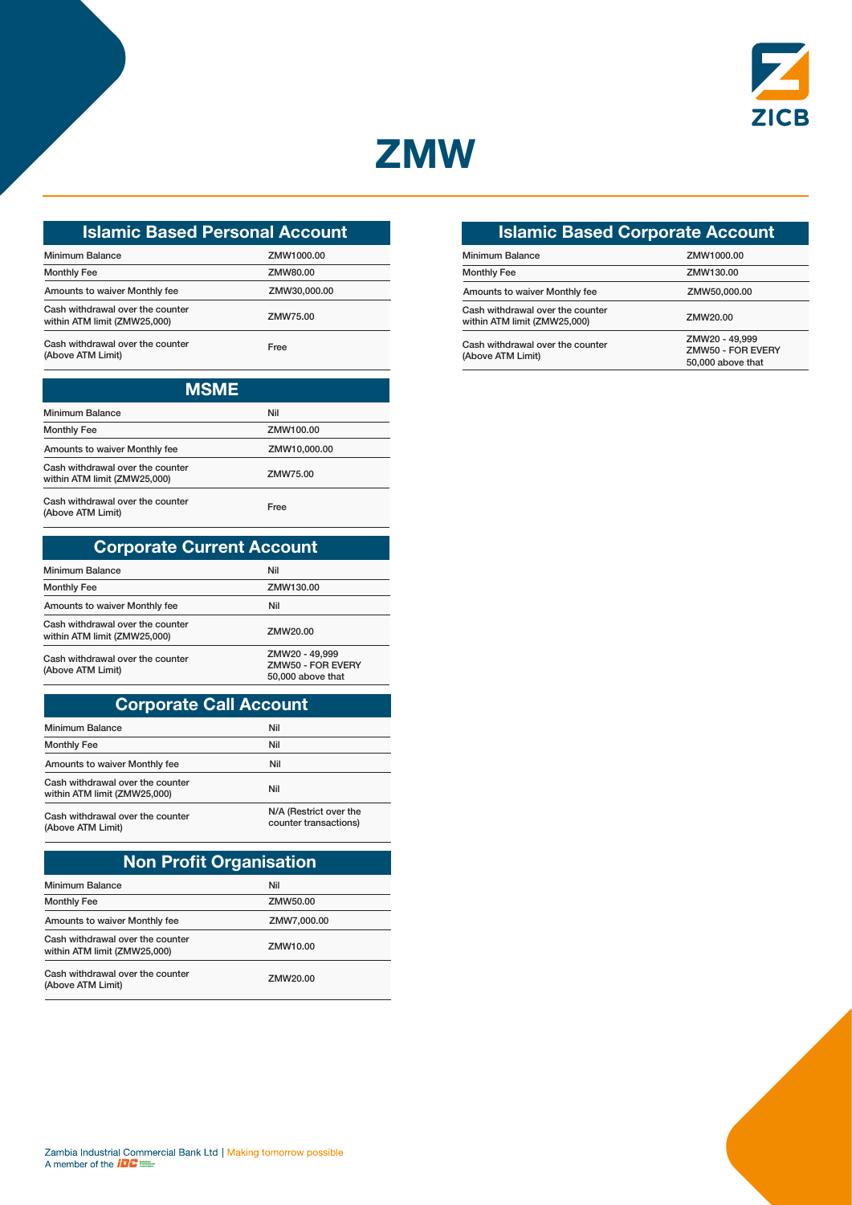# ZMW

## Islamic Based Personal Account

| | |
|---|---|
| Minimum Balance | ZMW1000.00 |
| Monthly Fee | ZMW80.00 |
| Amounts to waiver Monthly fee | ZMW30,000.00 |
| Cash withdrawal over the counter within ATM limit (ZMW25,000) | ZMW75.00 |
| Cash withdrawal over the counter (Above ATM Limit) | Free |

## MSME

| | |
|---|---|
| Minimum Balance | Nil |
| Monthly Fee | ZMW100.00 |
| Amounts to waiver Monthly fee | ZMW10,000.00 |
| Cash withdrawal over the counter within ATM limit (ZMW25,000) | ZMW75.00 |
| Cash withdrawal over the counter (Above ATM Limit) | Free |

## Corporate Current Account

| | |
|---|---|
| Minimum Balance | Nil |
| Monthly Fee | ZMW130.00 |
| Amounts to waiver Monthly fee | Nil |
| Cash withdrawal over the counter within ATM limit (ZMW25,000) | ZMW20.00 |
| Cash withdrawal over the counter (Above ATM Limit) | ZMW20 - 49,999 ZMW50 - FOR EVERY 50,000 above that |

## Corporate Call Account

| | |
|---|---|
| Minimum Balance | Nil |
| Monthly Fee | Nil |
| Amounts to waiver Monthly fee | Nil |
| Cash withdrawal over the counter within ATM limit (ZMW25,000) | Nil |
| Cash withdrawal over the counter (Above ATM Limit) | N/A (Restrict over the counter transactions) |

## Non Profit Organisation

| | |
|---|---|
| Minimum Balance | Nil |
| Monthly Fee | ZMW50.00 |
| Amounts to waiver Monthly fee | ZMW7,000.00 |
| Cash withdrawal over the counter within ATM limit (ZMW25,000) | ZMW10.00 |
| Cash withdrawal over the counter (Above ATM Limit) | ZMW20.00 |

## Islamic Based Corporate Account

| | |
|---|---|
| Minimum Balance | ZMW1000.00 |
| Monthly Fee | ZMW130.00 |
| Amounts to waiver Monthly fee | ZMW50,000.00 |
| Cash withdrawal over the counter within ATM limit (ZMW25,000) | ZMW20.00 |
| Cash withdrawal over the counter (Above ATM Limit) | ZMW20 - 49,999 ZMW50 - FOR EVERY 50,000 above that |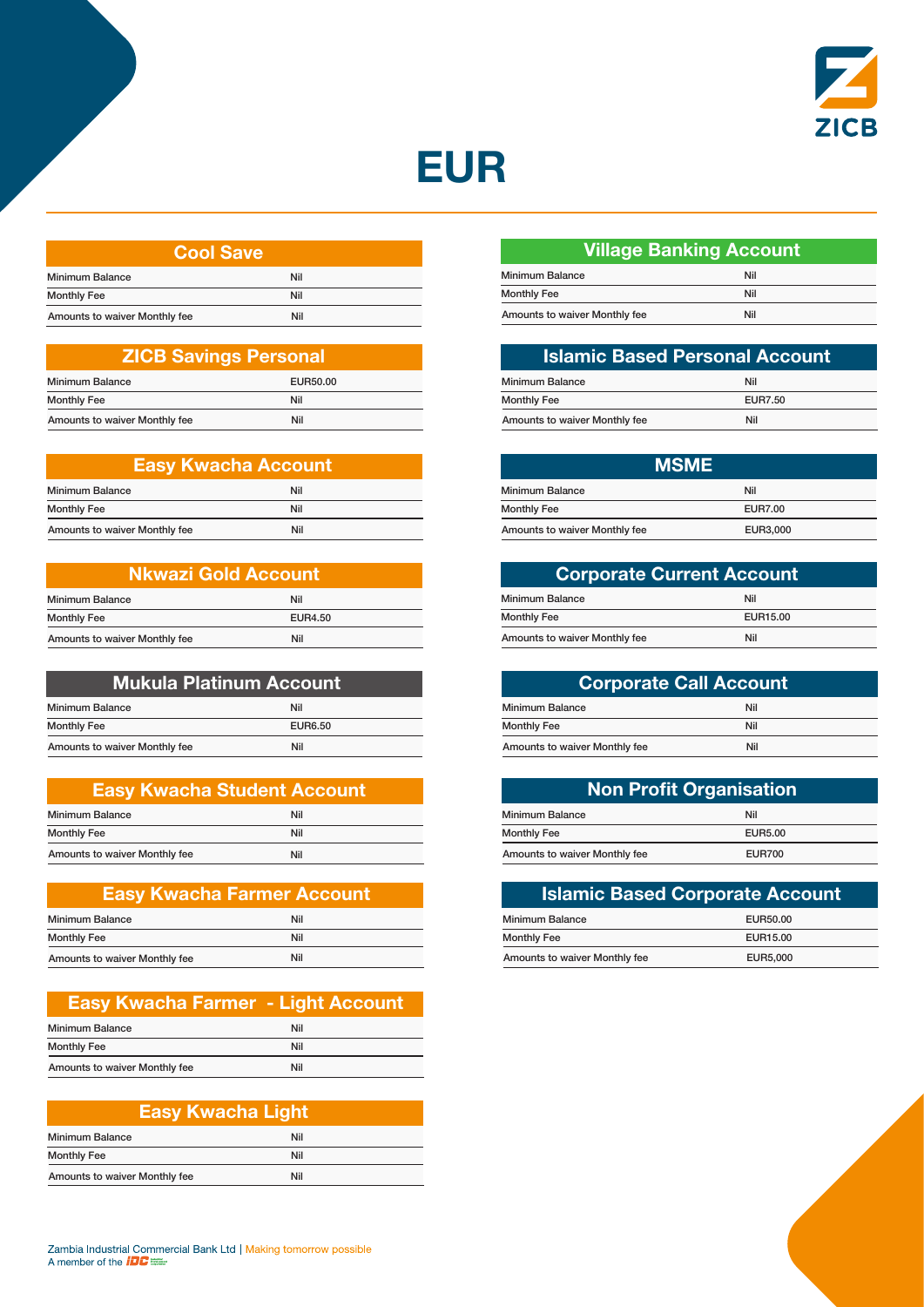# EUR

## Cool Save

| | |
|---|---|
| Minimum Balance | Nil |
| Monthly Fee | Nil |
| Amounts to waiver Monthly fee | Nil |

## ZICB Savings Personal

| | |
|---|---|
| Minimum Balance | EUR50.00 |
| Monthly Fee | Nil |
| Amounts to waiver Monthly fee | Nil |

## Easy Kwacha Account

| | |
|---|---|
| Minimum Balance | Nil |
| Monthly Fee | Nil |
| Amounts to waiver Monthly fee | Nil |

## Nkwazi Gold Account

| | |
|---|---|
| Minimum Balance | Nil |
| Monthly Fee | EUR4.50 |
| Amounts to waiver Monthly fee | Nil |

## Mukula Platinum Account

| | |
|---|---|
| Minimum Balance | Nil |
| Monthly Fee | EUR6.50 |
| Amounts to waiver Monthly fee | Nil |

## Easy Kwacha Student Account

| | |
|---|---|
| Minimum Balance | Nil |
| Monthly Fee | Nil |
| Amounts to waiver Monthly fee | Nil |

## Easy Kwacha Farmer Account

| | |
|---|---|
| Minimum Balance | Nil |
| Monthly Fee | Nil |
| Amounts to waiver Monthly fee | Nil |

## Easy Kwacha Farmer - Light Account

| | |
|---|---|
| Minimum Balance | Nil |
| Monthly Fee | Nil |
| Amounts to waiver Monthly fee | Nil |

## Easy Kwacha Light

| | |
|---|---|
| Minimum Balance | Nil |
| Monthly Fee | Nil |
| Amounts to waiver Monthly fee | Nil |

## Village Banking Account

| | |
|---|---|
| Minimum Balance | Nil |
| Monthly Fee | Nil |
| Amounts to waiver Monthly fee | Nil |

## Islamic Based Personal Account

| | |
|---|---|
| Minimum Balance | Nil |
| Monthly Fee | EUR7.50 |
| Amounts to waiver Monthly fee | Nil |

## MSME

| | |
|---|---|
| Minimum Balance | Nil |
| Monthly Fee | EUR7.00 |
| Amounts to waiver Monthly fee | EUR3,000 |

## Corporate Current Account

| | |
|---|---|
| Minimum Balance | Nil |
| Monthly Fee | EUR15.00 |
| Amounts to waiver Monthly fee | Nil |

## Corporate Call Account

| | |
|---|---|
| Minimum Balance | Nil |
| Monthly Fee | Nil |
| Amounts to waiver Monthly fee | Nil |

## Non Profit Organisation

| | |
|---|---|
| Minimum Balance | Nil |
| Monthly Fee | EUR5.00 |
| Amounts to waiver Monthly fee | EUR700 |

## Islamic Based Corporate Account

| | |
|---|---|
| Minimum Balance | EUR50.00 |
| Monthly Fee | EUR15.00 |
| Amounts to waiver Monthly fee | EUR5,000 |

Zambia Industrial Commercial Bank Ltd | Making tomorrow possible
A member of the IDC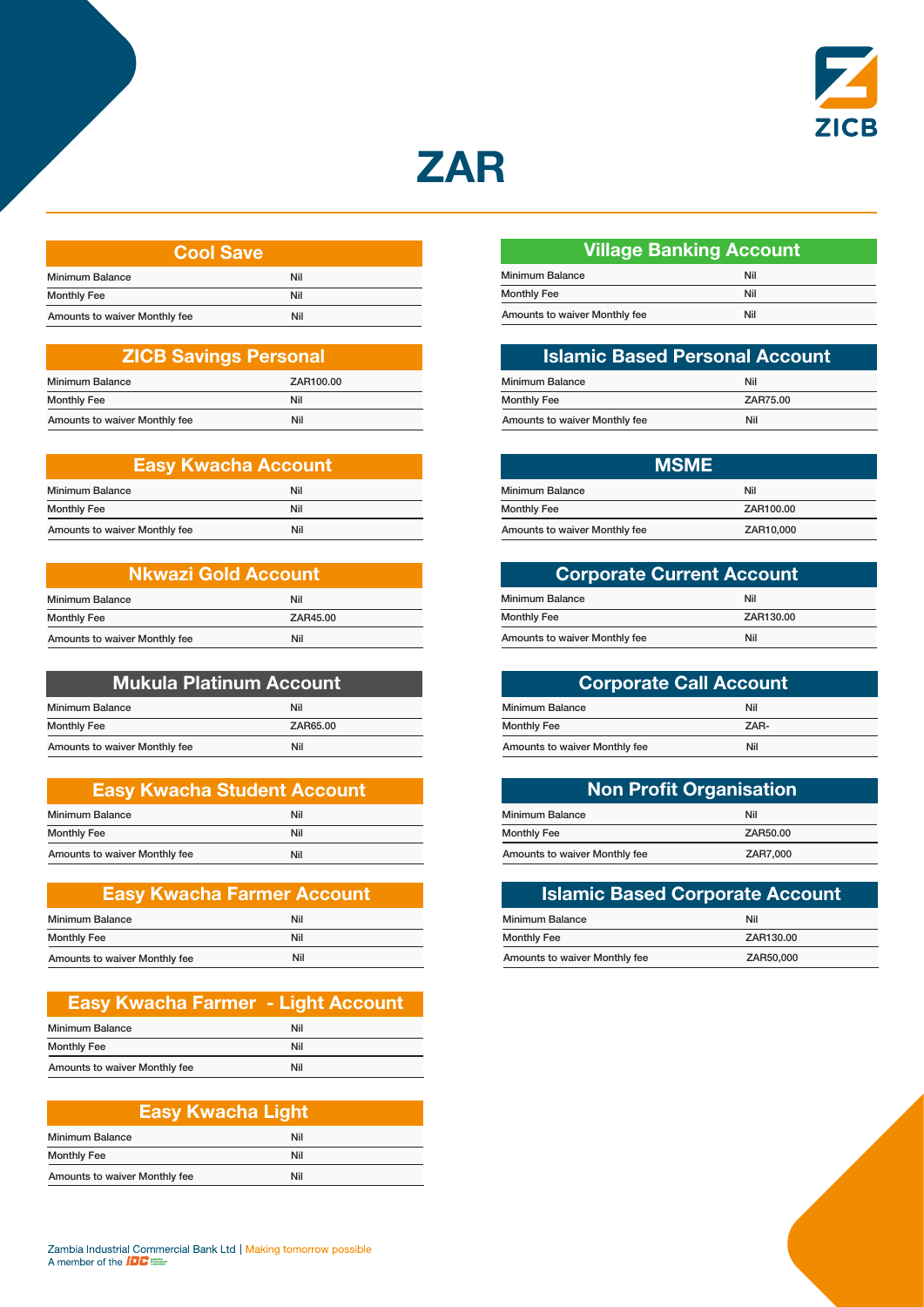# ZAR

## Cool Save

| | |
|---|---|
| Minimum Balance | Nil |
| Monthly Fee | Nil |
| Amounts to waiver Monthly fee | Nil |

## ZICB Savings Personal

| | |
|---|---|
| Minimum Balance | ZAR100.00 |
| Monthly Fee | Nil |
| Amounts to waiver Monthly fee | Nil |

## Easy Kwacha Account

| | |
|---|---|
| Minimum Balance | Nil |
| Monthly Fee | Nil |
| Amounts to waiver Monthly fee | Nil |

## Nkwazi Gold Account

| | |
|---|---|
| Minimum Balance | Nil |
| Monthly Fee | ZAR45.00 |
| Amounts to waiver Monthly fee | Nil |

## Mukula Platinum Account

| | |
|---|---|
| Minimum Balance | Nil |
| Monthly Fee | ZAR65.00 |
| Amounts to waiver Monthly fee | Nil |

## Easy Kwacha Student Account

| | |
|---|---|
| Minimum Balance | Nil |
| Monthly Fee | Nil |
| Amounts to waiver Monthly fee | Nil |

## Easy Kwacha Farmer Account

| | |
|---|---|
| Minimum Balance | Nil |
| Monthly Fee | Nil |
| Amounts to waiver Monthly fee | Nil |

## Easy Kwacha Farmer - Light Account

| | |
|---|---|
| Minimum Balance | Nil |
| Monthly Fee | Nil |
| Amounts to waiver Monthly fee | Nil |

## Easy Kwacha Light

| | |
|---|---|
| Minimum Balance | Nil |
| Monthly Fee | Nil |
| Amounts to waiver Monthly fee | Nil |

## Village Banking Account

| | |
|---|---|
| Minimum Balance | Nil |
| Monthly Fee | Nil |
| Amounts to waiver Monthly fee | Nil |

## Islamic Based Personal Account

| | |
|---|---|
| Minimum Balance | Nil |
| Monthly Fee | ZAR75.00 |
| Amounts to waiver Monthly fee | Nil |

## MSME

| | |
|---|---|
| Minimum Balance | Nil |
| Monthly Fee | ZAR100.00 |
| Amounts to waiver Monthly fee | ZAR10,000 |

## Corporate Current Account

| | |
|---|---|
| Minimum Balance | Nil |
| Monthly Fee | ZAR130.00 |
| Amounts to waiver Monthly fee | Nil |

## Corporate Call Account

| | |
|---|---|
| Minimum Balance | Nil |
| Monthly Fee | ZAR- |
| Amounts to waiver Monthly fee | Nil |

## Non Profit Organisation

| | |
|---|---|
| Minimum Balance | Nil |
| Monthly Fee | ZAR50.00 |
| Amounts to waiver Monthly fee | ZAR7,000 |

## Islamic Based Corporate Account

| | |
|---|---|
| Minimum Balance | Nil |
| Monthly Fee | ZAR130.00 |
| Amounts to waiver Monthly fee | ZAR50,000 |

Zambia Industrial Commercial Bank Ltd | Making tomorrow possible
A member of the IDC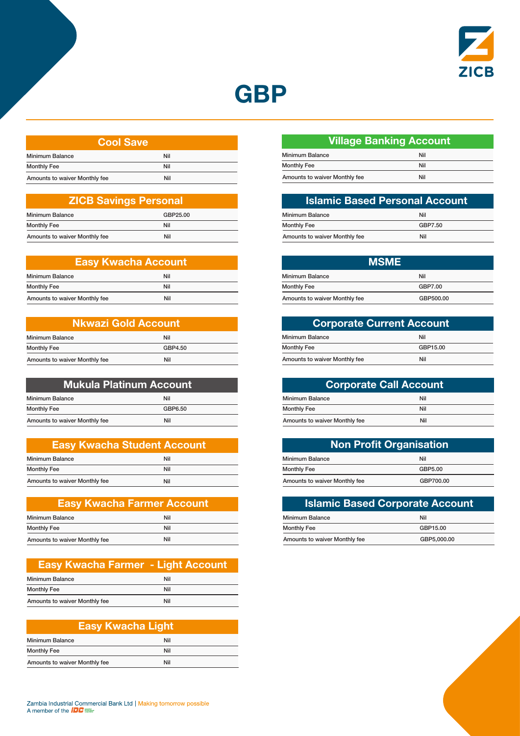# GBP

## Cool Save

| | |
|---|---|
| Minimum Balance | Nil |
| Monthly Fee | Nil |
| Amounts to waiver Monthly fee | Nil |

## ZICB Savings Personal

| | |
|---|---|
| Minimum Balance | GBP25.00 |
| Monthly Fee | Nil |
| Amounts to waiver Monthly fee | Nil |

## Easy Kwacha Account

| | |
|---|---|
| Minimum Balance | Nil |
| Monthly Fee | Nil |
| Amounts to waiver Monthly fee | Nil |

## Nkwazi Gold Account

| | |
|---|---|
| Minimum Balance | Nil |
| Monthly Fee | GBP4.50 |
| Amounts to waiver Monthly fee | Nil |

## Mukula Platinum Account

| | |
|---|---|
| Minimum Balance | Nil |
| Monthly Fee | GBP6.50 |
| Amounts to waiver Monthly fee | Nil |

## Easy Kwacha Student Account

| | |
|---|---|
| Minimum Balance | Nil |
| Monthly Fee | Nil |
| Amounts to waiver Monthly fee | Nil |

## Easy Kwacha Farmer Account

| | |
|---|---|
| Minimum Balance | Nil |
| Monthly Fee | Nil |
| Amounts to waiver Monthly fee | Nil |

## Easy Kwacha Farmer - Light Account

| | |
|---|---|
| Minimum Balance | Nil |
| Monthly Fee | Nil |
| Amounts to waiver Monthly fee | Nil |

## Easy Kwacha Light

| | |
|---|---|
| Minimum Balance | Nil |
| Monthly Fee | Nil |
| Amounts to waiver Monthly fee | Nil |

## Village Banking Account

| | |
|---|---|
| Minimum Balance | Nil |
| Monthly Fee | Nil |
| Amounts to waiver Monthly fee | Nil |

## Islamic Based Personal Account

| | |
|---|---|
| Minimum Balance | Nil |
| Monthly Fee | GBP7.50 |
| Amounts to waiver Monthly fee | Nil |

## MSME

| | |
|---|---|
| Minimum Balance | Nil |
| Monthly Fee | GBP7.00 |
| Amounts to waiver Monthly fee | GBP500.00 |

## Corporate Current Account

| | |
|---|---|
| Minimum Balance | Nil |
| Monthly Fee | GBP15.00 |
| Amounts to waiver Monthly fee | Nil |

## Corporate Call Account

| | |
|---|---|
| Minimum Balance | Nil |
| Monthly Fee | Nil |
| Amounts to waiver Monthly fee | Nil |

## Non Profit Organisation

| | |
|---|---|
| Minimum Balance | Nil |
| Monthly Fee | GBP5.00 |
| Amounts to waiver Monthly fee | GBP700.00 |

## Islamic Based Corporate Account

| | |
|---|---|
| Minimum Balance | Nil |
| Monthly Fee | GBP15.00 |
| Amounts to waiver Monthly fee | GBP5,000.00 |

Zambia Industrial Commercial Bank Ltd | Making tomorrow possible
A member of the IDC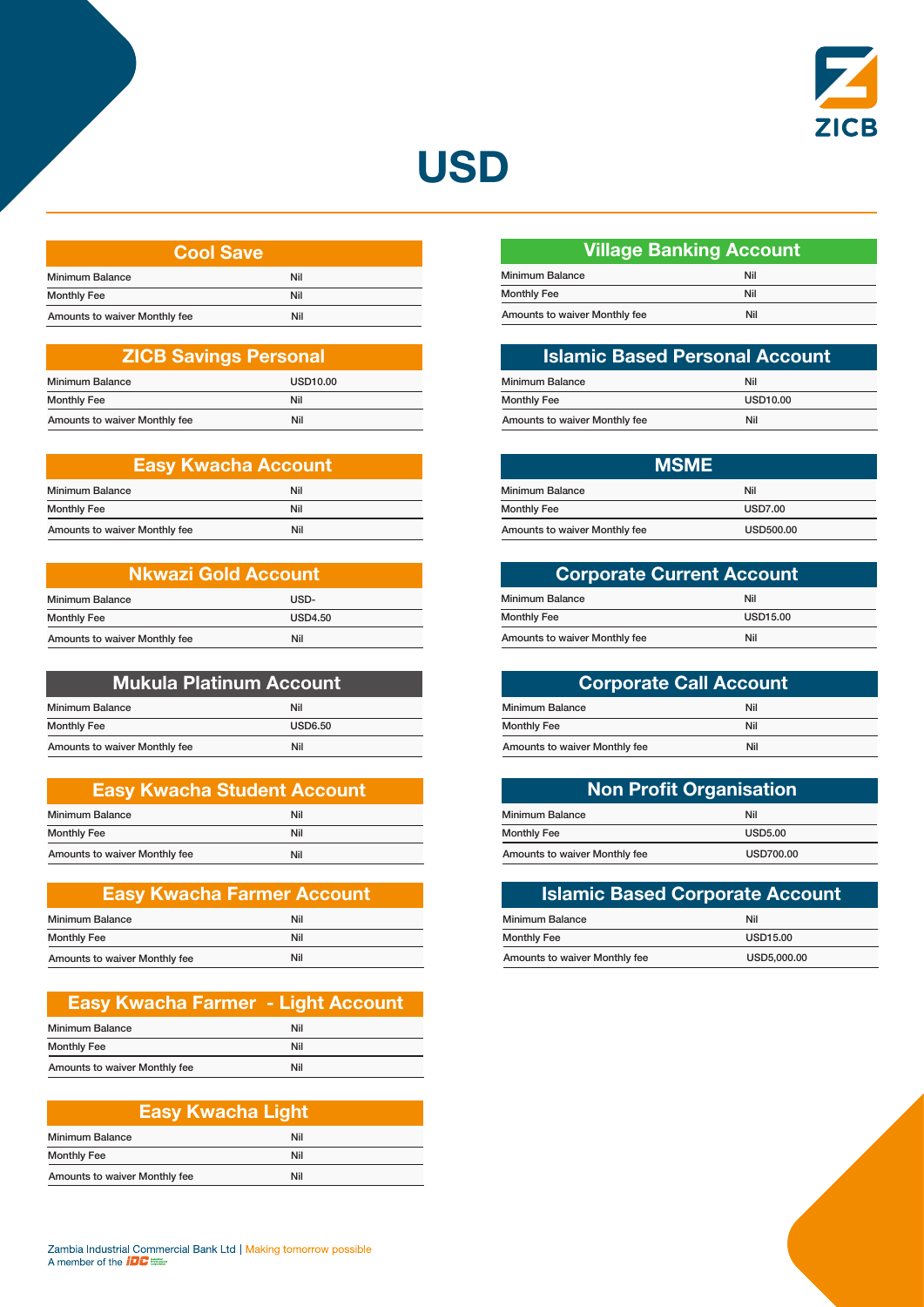# USD

## Cool Save

| | |
|---|---|
| Minimum Balance | Nil |
| Monthly Fee | Nil |
| Amounts to waiver Monthly fee | Nil |

## ZICB Savings Personal

| | |
|---|---|
| Minimum Balance | USD10.00 |
| Monthly Fee | Nil |
| Amounts to waiver Monthly fee | Nil |

## Easy Kwacha Account

| | |
|---|---|
| Minimum Balance | Nil |
| Monthly Fee | Nil |
| Amounts to waiver Monthly fee | Nil |

## Nkwazi Gold Account

| | |
|---|---|
| Minimum Balance | USD- |
| Monthly Fee | USD4.50 |
| Amounts to waiver Monthly fee | Nil |

## Mukula Platinum Account

| | |
|---|---|
| Minimum Balance | Nil |
| Monthly Fee | USD6.50 |
| Amounts to waiver Monthly fee | Nil |

## Easy Kwacha Student Account

| | |
|---|---|
| Minimum Balance | Nil |
| Monthly Fee | Nil |
| Amounts to waiver Monthly fee | Nil |

## Easy Kwacha Farmer Account

| | |
|---|---|
| Minimum Balance | Nil |
| Monthly Fee | Nil |
| Amounts to waiver Monthly fee | Nil |

## Easy Kwacha Farmer - Light Account

| | |
|---|---|
| Minimum Balance | Nil |
| Monthly Fee | Nil |
| Amounts to waiver Monthly fee | Nil |

## Easy Kwacha Light

| | |
|---|---|
| Minimum Balance | Nil |
| Monthly Fee | Nil |
| Amounts to waiver Monthly fee | Nil |

## Village Banking Account

| | |
|---|---|
| Minimum Balance | Nil |
| Monthly Fee | Nil |
| Amounts to waiver Monthly fee | Nil |

## Islamic Based Personal Account

| | |
|---|---|
| Minimum Balance | Nil |
| Monthly Fee | USD10.00 |
| Amounts to waiver Monthly fee | Nil |

## MSME

| | |
|---|---|
| Minimum Balance | Nil |
| Monthly Fee | USD7.00 |
| Amounts to waiver Monthly fee | USD500.00 |

## Corporate Current Account

| | |
|---|---|
| Minimum Balance | Nil |
| Monthly Fee | USD15.00 |
| Amounts to waiver Monthly fee | Nil |

## Corporate Call Account

| | |
|---|---|
| Minimum Balance | Nil |
| Monthly Fee | Nil |
| Amounts to waiver Monthly fee | Nil |

## Non Profit Organisation

| | |
|---|---|
| Minimum Balance | Nil |
| Monthly Fee | USD5.00 |
| Amounts to waiver Monthly fee | USD700.00 |

## Islamic Based Corporate Account

| | |
|---|---|
| Minimum Balance | Nil |
| Monthly Fee | USD15.00 |
| Amounts to waiver Monthly fee | USD5,000.00 |

Zambia Industrial Commercial Bank Ltd | Making tomorrow possible
A member of the IDC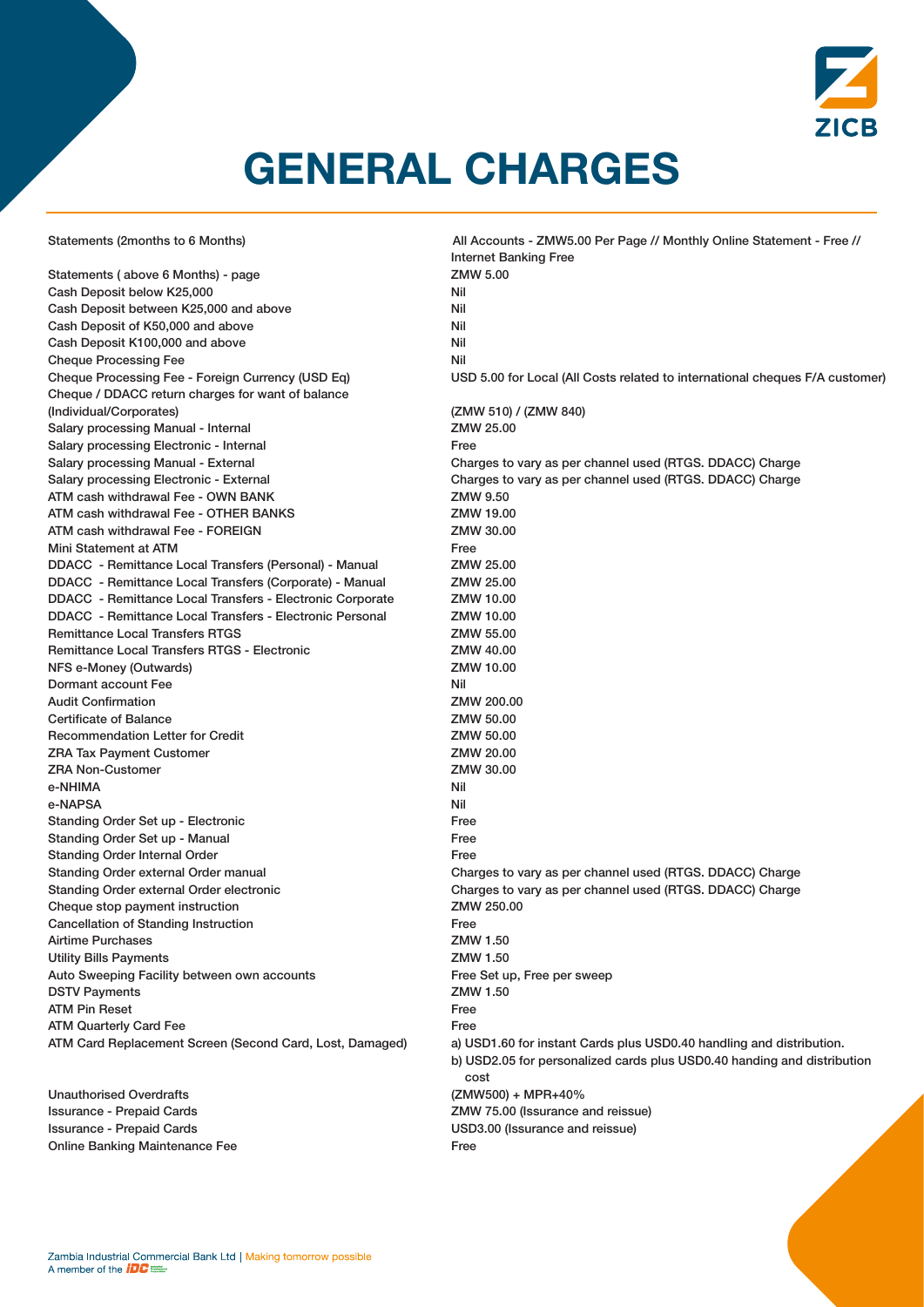# GENERAL CHARGES

| | |
|---|---|
| Statements (2months to 6 Months) | All Accounts - ZMW5.00 Per Page // Monthly Online Statement - Free // Internet Banking Free |
| Statements ( above 6 Months) - page | ZMW 5.00 |
| Cash Deposit below K25,000 | Nil |
| Cash Deposit between K25,000 and above | Nil |
| Cash Deposit of K50,000 and above | Nil |
| Cash Deposit K100,000 and above | Nil |
| Cheque Processing Fee | Nil |
| Cheque Processing Fee - Foreign Currency (USD Eq) | USD 5.00 for Local (All Costs related to international cheques F/A customer) |
| Cheque / DDACC return charges for want of balance (Individual/Corporates) | (ZMW 510) / (ZMW 840) |
| Salary processing Manual - Internal | ZMW 25.00 |
| Salary processing Electronic - Internal | Free |
| Salary processing Manual - External | Charges to vary as per channel used (RTGS. DDACC) Charge |
| Salary processing Electronic - External | Charges to vary as per channel used (RTGS. DDACC) Charge |
| ATM cash withdrawal Fee - OWN BANK | ZMW 9.50 |
| ATM cash withdrawal Fee - OTHER BANKS | ZMW 19.00 |
| ATM cash withdrawal Fee - FOREIGN | ZMW 30.00 |
| Mini Statement at ATM | Free |
| DDACC - Remittance Local Transfers (Personal) - Manual | ZMW 25.00 |
| DDACC - Remittance Local Transfers (Corporate) - Manual | ZMW 25.00 |
| DDACC - Remittance Local Transfers - Electronic Corporate | ZMW 10.00 |
| DDACC - Remittance Local Transfers - Electronic Personal | ZMW 10.00 |
| Remittance Local Transfers RTGS | ZMW 55.00 |
| Remittance Local Transfers RTGS - Electronic | ZMW 40.00 |
| NFS e-Money (Outwards) | ZMW 10.00 |
| Dormant account Fee | Nil |
| Audit Confirmation | ZMW 200.00 |
| Certificate of Balance | ZMW 50.00 |
| Recommendation Letter for Credit | ZMW 50.00 |
| ZRA Tax Payment Customer | ZMW 20.00 |
| ZRA Non-Customer | ZMW 30.00 |
| e-NHIMA | Nil |
| e-NAPSA | Nil |
| Standing Order Set up - Electronic | Free |
| Standing Order Set up - Manual | Free |
| Standing Order Internal Order | Free |
| Standing Order external Order manual | Charges to vary as per channel used (RTGS. DDACC) Charge |
| Standing Order external Order electronic | Charges to vary as per channel used (RTGS. DDACC) Charge |
| Cheque stop payment instruction | ZMW 250.00 |
| Cancellation of Standing Instruction | Free |
| Airtime Purchases | ZMW 1.50 |
| Utility Bills Payments | ZMW 1.50 |
| Auto Sweeping Facility between own accounts | Free Set up, Free per sweep |
| DSTV Payments | ZMW 1.50 |
| ATM Pin Reset | Free |
| ATM Quarterly Card Fee | Free |
| ATM Card Replacement Screen (Second Card, Lost, Damaged) | a) USD1.60 for instant Cards plus USD0.40 handling and distribution. b) USD2.05 for personalized cards plus USD0.40 handing and distribution cost |
| Unauthorised Overdrafts | (ZMW500) + MPR+40% |
| Issurance - Prepaid Cards | ZMW 75.00 (Issurance and reissue) |
| Issurance - Prepaid Cards | USD3.00 (Issurance and reissue) |
| Online Banking Maintenance Fee | Free |

Zambia Industrial Commercial Bank Ltd | Making tomorrow possible
A member of the IDC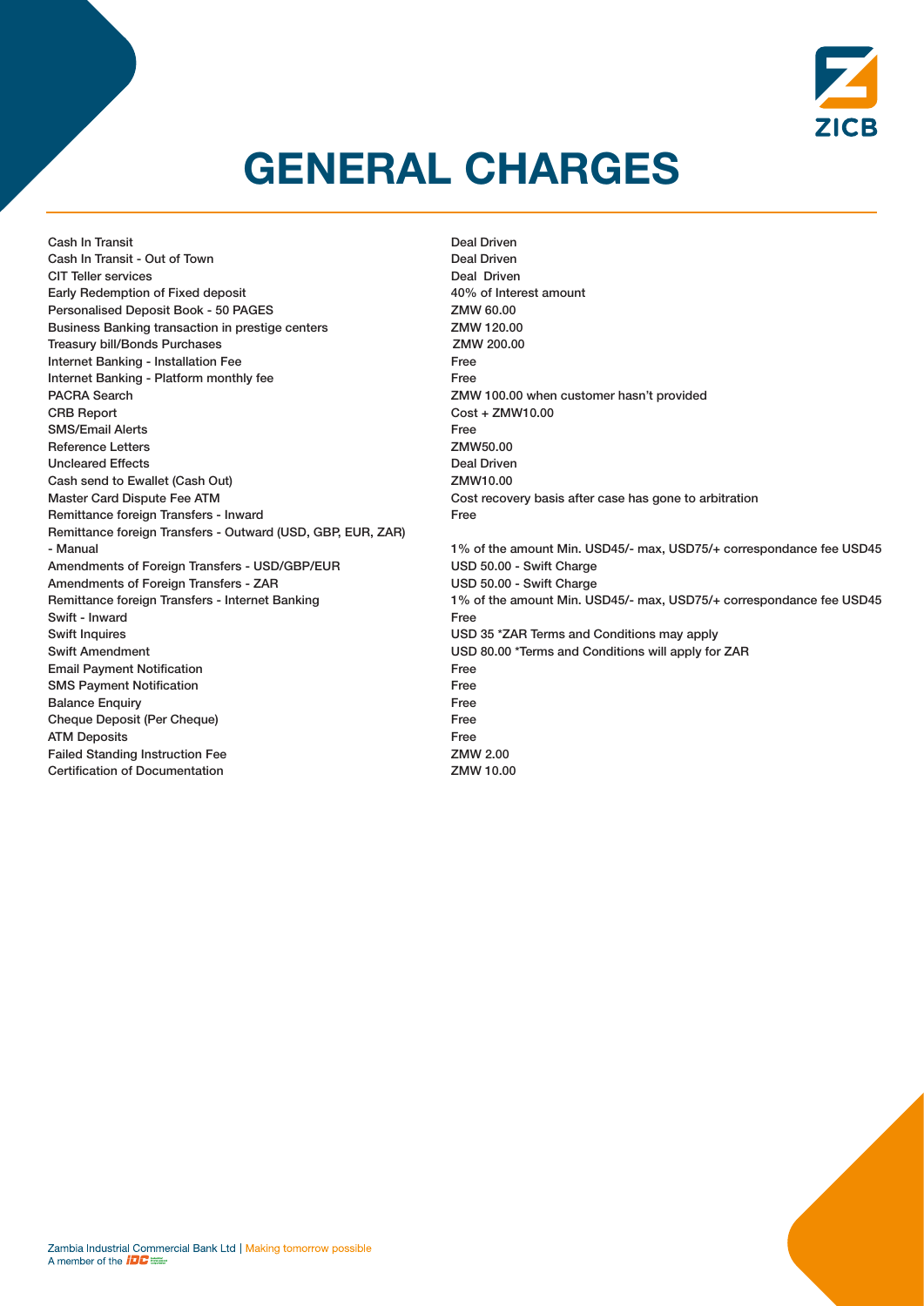ZICB

# GENERAL CHARGES

| | |
|---|---|
| Cash In Transit | Deal Driven |
| Cash In Transit - Out of Town | Deal Driven |
| CIT Teller services | Deal Driven |
| Early Redemption of Fixed deposit | 40% of Interest amount |
| Personalised Deposit Book - 50 PAGES | ZMW 60.00 |
| Business Banking transaction in prestige centers | ZMW 120.00 |
| Treasury bill/Bonds Purchases | ZMW 200.00 |
| Internet Banking - Installation Fee | Free |
| Internet Banking - Platform monthly fee | Free |
| PACRA Search | ZMW 100.00 when customer hasn't provided |
| CRB Report | Cost + ZMW10.00 |
| SMS/Email Alerts | Free |
| Reference Letters | ZMW50.00 |
| Uncleared Effects | Deal Driven |
| Cash send to Ewallet (Cash Out) | ZMW10.00 |
| Master Card Dispute Fee ATM | Cost recovery basis after case has gone to arbitration |
| Remittance foreign Transfers - Inward | Free |
| Remittance foreign Transfers - Outward (USD, GBP, EUR, ZAR) - Manual | 1% of the amount Min. USD45/- max, USD75/+ correspondance fee USD45 |
| Amendments of Foreign Transfers - USD/GBP/EUR | USD 50.00 - Swift Charge |
| Amendments of Foreign Transfers - ZAR | USD 50.00 - Swift Charge |
| Remittance foreign Transfers - Internet Banking | 1% of the amount Min. USD45/- max, USD75/+ correspondance fee USD45 |
| Swift - Inward | Free |
| Swift Inquires | USD 35 *ZAR Terms and Conditions may apply |
| Swift Amendment | USD 80.00 *Terms and Conditions will apply for ZAR |
| Email Payment Notification | Free |
| SMS Payment Notification | Free |
| Balance Enquiry | Free |
| Cheque Deposit (Per Cheque) | Free |
| ATM Deposits | Free |
| Failed Standing Instruction Fee | ZMW 2.00 |
| Certification of Documentation | ZMW 10.00 |

Zambia Industrial Commercial Bank Ltd | Making tomorrow possible
A member of the IDC